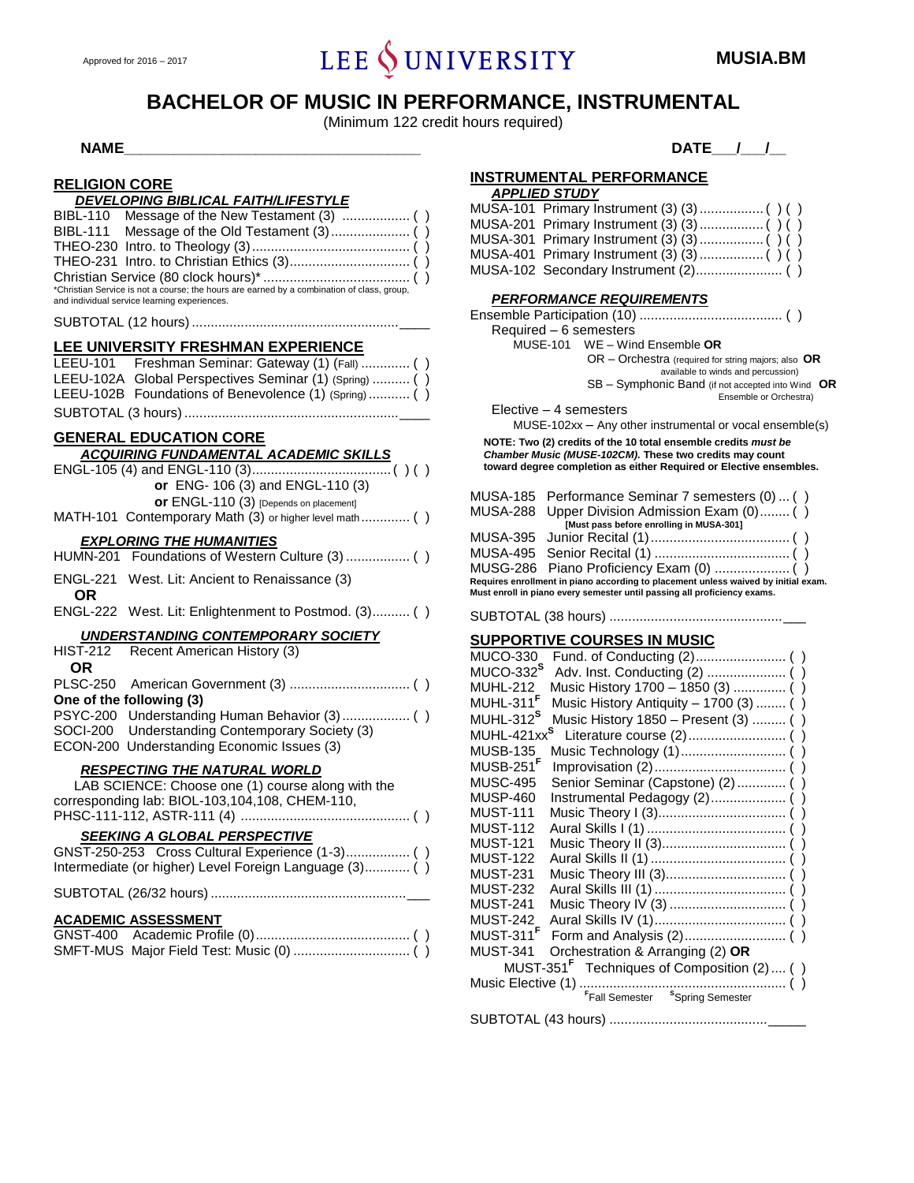Approved for 2016 – 2017

LEE UNIVERSITY

MUSIA.BM

# BACHELOR OF MUSIC IN PERFORMANCE, INSTRUMENTAL

(Minimum 122 credit hours required)

**NAME**\_\_\_\_\_\_\_\_\_\_\_\_\_\_\_\_\_\_\_\_\_\_\_\_\_\_\_\_\_\_\_\_\_\_\_\_ **DATE**\_\_\_/\_\_\_/\_\_

## RELIGION CORE

***DEVELOPING BIBLICAL FAITH/LIFESTYLE***

- BIBL-110 Message of the New Testament (3) .................. ( )
- BIBL-111 Message of the Old Testament (3)..................... ( )
- THEO-230 Intro. to Theology (3).......................................... ( )
- THEO-231 Intro. to Christian Ethics (3)................................ ( )
- Christian Service (80 clock hours)* ....................................... ( )

*Christian Service is not a course; the hours are earned by a combination of class, group, and individual service learning experiences.

SUBTOTAL (12 hours) .......................................................\_\_\_\_

## LEE UNIVERSITY FRESHMAN EXPERIENCE

- LEEU-101 Freshman Seminar: Gateway (1) (Fall) ............. ( )
- LEEU-102A Global Perspectives Seminar (1) (Spring) .......... ( )
- LEEU-102B Foundations of Benevolence (1) (Spring) ........... ( )

SUBTOTAL (3 hours) .........................................................\_\_\_\_

## GENERAL EDUCATION CORE

***ACQUIRING FUNDAMENTAL ACADEMIC SKILLS***

ENGL-105 (4) and ENGL-110 (3)...................................... ( ) ( )
**or** ENG- 106 (3) and ENGL-110 (3)
**or** ENGL-110 (3) [Depends on placement]

MATH-101 Contemporary Math (3) or higher level math ............. ( )

***EXPLORING THE HUMANITIES***

HUMN-201 Foundations of Western Culture (3) ................. ( )

ENGL-221 West. Lit: Ancient to Renaissance (3)
**OR**
ENGL-222 West. Lit: Enlightenment to Postmod. (3).......... ( )

***UNDERSTANDING CONTEMPORARY SOCIETY***

HIST-212 Recent American History (3)
**OR**
PLSC-250 American Government (3) ................................ ( )

**One of the following (3)**

- PSYC-200 Understanding Human Behavior (3).................. ( )
- SOCI-200 Understanding Contemporary Society (3)
- ECON-200 Understanding Economic Issues (3)

***RESPECTING THE NATURAL WORLD***

LAB SCIENCE: Choose one (1) course along with the corresponding lab: BIOL-103,104,108, CHEM-110, PHSC-111-112, ASTR-111 (4) ............................................ ( )

***SEEKING A GLOBAL PERSPECTIVE***

- GNST-250-253 Cross Cultural Experience (1-3)................. ( )
- Intermediate (or higher) Level Foreign Language (3)............ ( )

SUBTOTAL (26/32 hours) ....................................................\_\_\_

## ACADEMIC ASSESSMENT

- GNST-400 Academic Profile (0).......................................... ( )
- SMFT-MUS Major Field Test: Music (0) ............................... ( )

## INSTRUMENTAL PERFORMANCE

***APPLIED STUDY***

- MUSA-101 Primary Instrument (3) (3)................. ( ) ( )
- MUSA-201 Primary Instrument (3) (3)................. ( ) ( )
- MUSA-301 Primary Instrument (3) (3)................. ( ) ( )
- MUSA-401 Primary Instrument (3) (3)................. ( ) ( )
- MUSA-102 Secondary Instrument (2)....................... ( )

***PERFORMANCE REQUIREMENTS***

Ensemble Participation (10) ...................................... ( )

Required – 6 semesters
MUSE-101 WE – Wind Ensemble **OR**
OR – Orchestra (required for string majors; also available to winds and percussion) **OR**
SB – Symphonic Band (if not accepted into Wind Ensemble or Orchestra)

Elective – 4 semesters
MUSE-102xx – Any other instrumental or vocal ensemble(s)

**NOTE: Two (2) credits of the 10 total ensemble credits *must be Chamber Music (MUSE-102CM).* These two credits may count toward degree completion as either Required or Elective ensembles.**

- MUSA-185 Performance Seminar 7 semesters (0) ... ( )
- MUSA-288 Upper Division Admission Exam (0)........ ( ) **[Must pass before enrolling in MUSA-301]**
- MUSA-395 Junior Recital (1)..................................... ( )
- MUSA-495 Senior Recital (1) .................................... ( )
- MUSG-286 Piano Proficiency Exam (0) .................... ( )

**Requires enrollment in piano according to placement unless waived by initial exam. Must enroll in piano every semester until passing all proficiency exams.**

SUBTOTAL (38 hours) ..............................................\_\_\_

## SUPPORTIVE COURSES IN MUSIC

- MUCO-330 Fund. of Conducting (2)........................ ( )
- MUCO-332[S] Adv. Inst. Conducting (2) ..................... ( )
- MUHL-212 Music History 1700 – 1850 (3) .............. ( )
- MUHL-311[F] Music History Antiquity – 1700 (3) ........ ( )
- MUHL-312[S] Music History 1850 – Present (3) ......... ( )
- MUHL-421xx[S] Literature course (2).......................... ( )
- MUSB-135 Music Technology (1)............................ ( )
- MUSB-251[F] Improvisation (2)................................... ( )
- MUSC-495 Senior Seminar (Capstone) (2) ............. ( )
- MUSP-460 Instrumental Pedagogy (2).................... ( )
- MUST-111 Music Theory I (3).................................. ( )
- MUST-112 Aural Skills I (1) ..................................... ( )
- MUST-121 Music Theory II (3)................................. ( )
- MUST-122 Aural Skills II (1) .................................... ( )
- MUST-231 Music Theory III (3)................................ ( )
- MUST-232 Aural Skills III (1) ................................... ( )
- MUST-241 Music Theory IV (3) ............................... ( )
- MUST-242 Aural Skills IV (1)................................... ( )
- MUST-311[F] Form and Analysis (2)........................... ( )
- MUST-341 Orchestration & Arranging (2) **OR** MUST-351[F] Techniques of Composition (2) .... ( )
- Music Elective (1) ....................................................... ( )

[F]Fall Semester [S]Spring Semester

SUBTOTAL (43 hours) ..........................................\_\_\_\_\_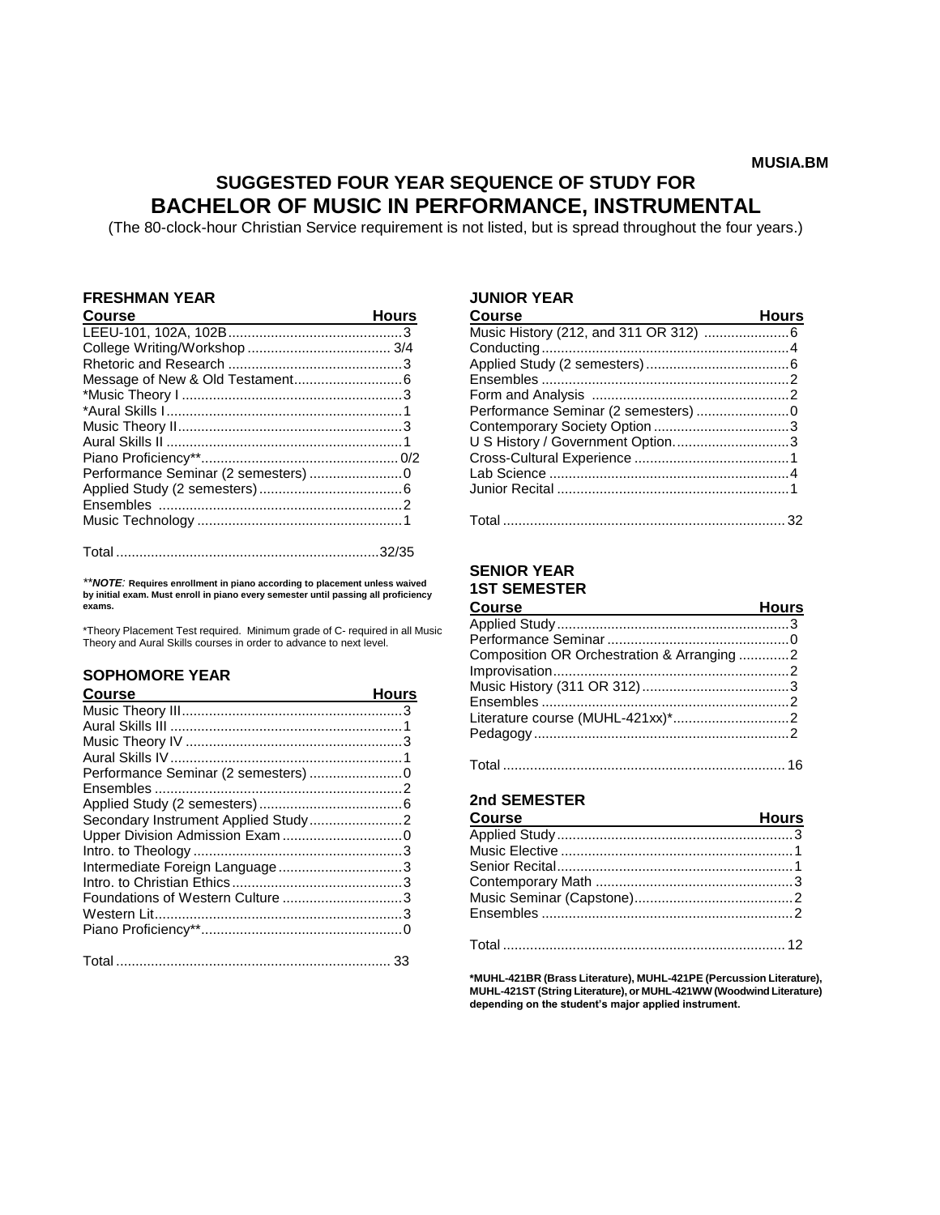MUSIA.BM

# SUGGESTED FOUR YEAR SEQUENCE OF STUDY FOR
# BACHELOR OF MUSIC IN PERFORMANCE, INSTRUMENTAL

(The 80-clock-hour Christian Service requirement is not listed, but is spread throughout the four years.)

### FRESHMAN YEAR

| Course | Hours |
|---|---|
| LEEU-101, 102A, 102B | 3 |
| College Writing/Workshop | 3/4 |
| Rhetoric and Research | 3 |
| Message of New & Old Testament | 6 |
| *Music Theory I | 3 |
| *Aural Skills I | 1 |
| Music Theory II | 3 |
| Aural Skills II | 1 |
| Piano Proficiency** | 0/2 |
| Performance Seminar (2 semesters) | 0 |
| Applied Study (2 semesters) | 6 |
| Ensembles | 2 |
| Music Technology | 1 |
| Total | 32/35 |

***NOTE:* Requires enrollment in piano according to placement unless waived by initial exam. Must enroll in piano every semester until passing all proficiency exams.**

*Theory Placement Test required. Minimum grade of C- required in all Music Theory and Aural Skills courses in order to advance to next level.

### SOPHOMORE YEAR

| Course | Hours |
|---|---|
| Music Theory III | 3 |
| Aural Skills III | 1 |
| Music Theory IV | 3 |
| Aural Skills IV | 1 |
| Performance Seminar (2 semesters) | 0 |
| Ensembles | 2 |
| Applied Study (2 semesters) | 6 |
| Secondary Instrument Applied Study | 2 |
| Upper Division Admission Exam | 0 |
| Intro. to Theology | 3 |
| Intermediate Foreign Language | 3 |
| Intro. to Christian Ethics | 3 |
| Foundations of Western Culture | 3 |
| Western Lit | 3 |
| Piano Proficiency** | 0 |
| Total | 33 |

### JUNIOR YEAR

| Course | Hours |
|---|---|
| Music History (212, and 311 OR 312) | 6 |
| Conducting | 4 |
| Applied Study (2 semesters) | 6 |
| Ensembles | 2 |
| Form and Analysis | 2 |
| Performance Seminar (2 semesters) | 0 |
| Contemporary Society Option | 3 |
| U S History / Government Option | 3 |
| Cross-Cultural Experience | 1 |
| Lab Science | 4 |
| Junior Recital | 1 |
| Total | 32 |

### SENIOR YEAR
### 1ST SEMESTER

| Course | Hours |
|---|---|
| Applied Study | 3 |
| Performance Seminar | 0 |
| Composition OR Orchestration & Arranging | 2 |
| Improvisation | 2 |
| Music History (311 OR 312) | 3 |
| Ensembles | 2 |
| Literature course (MUHL-421xx)* | 2 |
| Pedagogy | 2 |
| Total | 16 |

### 2nd SEMESTER

| Course | Hours |
|---|---|
| Applied Study | 3 |
| Music Elective | 1 |
| Senior Recital | 1 |
| Contemporary Math | 3 |
| Music Seminar (Capstone) | 2 |
| Ensembles | 2 |
| Total | 12 |

***MUHL-421BR (Brass Literature), MUHL-421PE (Percussion Literature), MUHL-421ST (String Literature), or MUHL-421WW (Woodwind Literature) depending on the student's major applied instrument.**